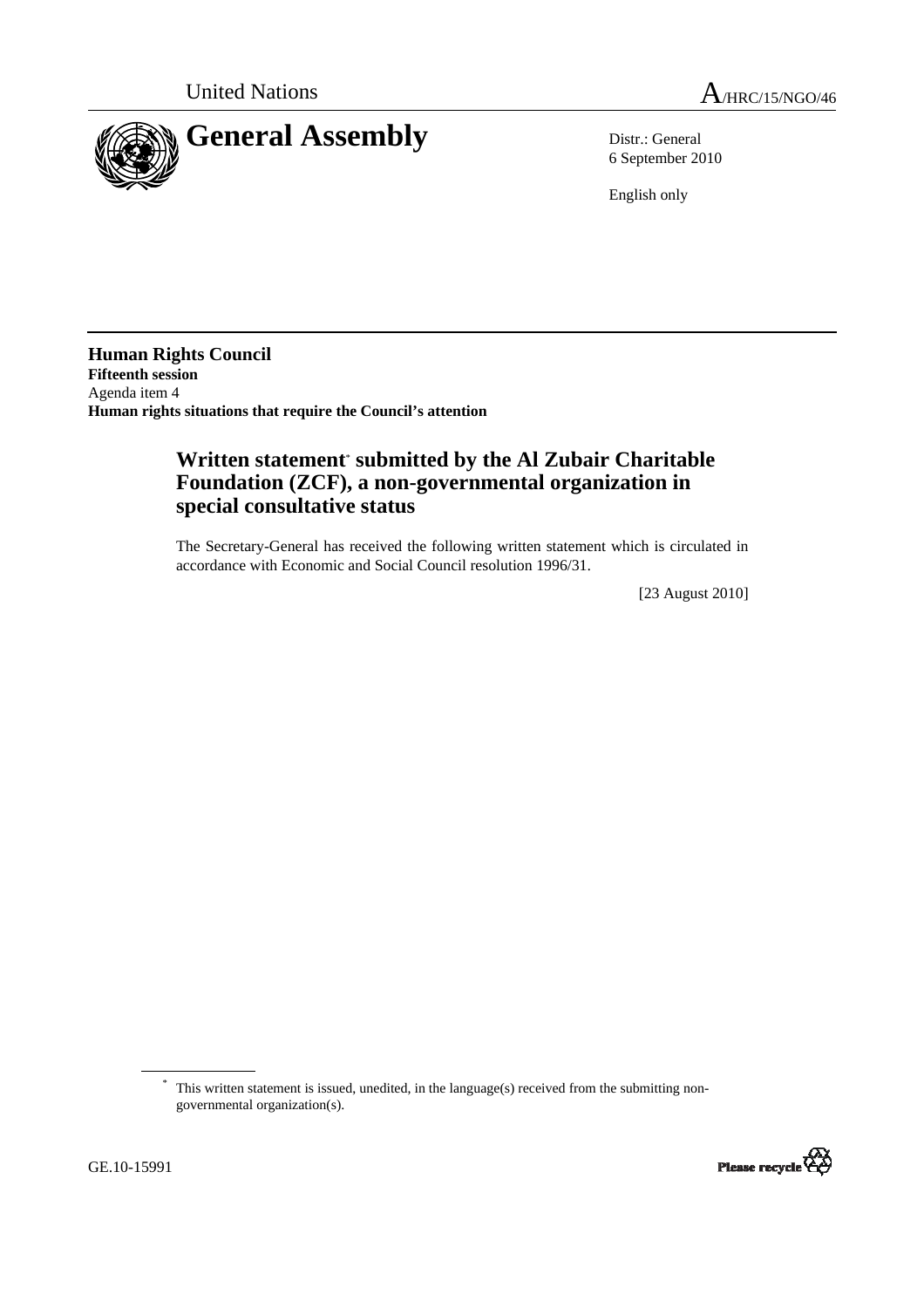United Nations

A/HRC/15/NGO/46

# General Assembly

Distr.: General
6 September 2010

English only

**Human Rights Council**
**Fifteenth session**
Agenda item 4
**Human rights situations that require the Council's attention**

## Written statement* submitted by the Al Zubair Charitable Foundation (ZCF), a non-governmental organization in special consultative status

The Secretary-General has received the following written statement which is circulated in accordance with Economic and Social Council resolution 1996/31.

[23 August 2010]

* This written statement is issued, unedited, in the language(s) received from the submitting non-governmental organization(s).

GE.10-15991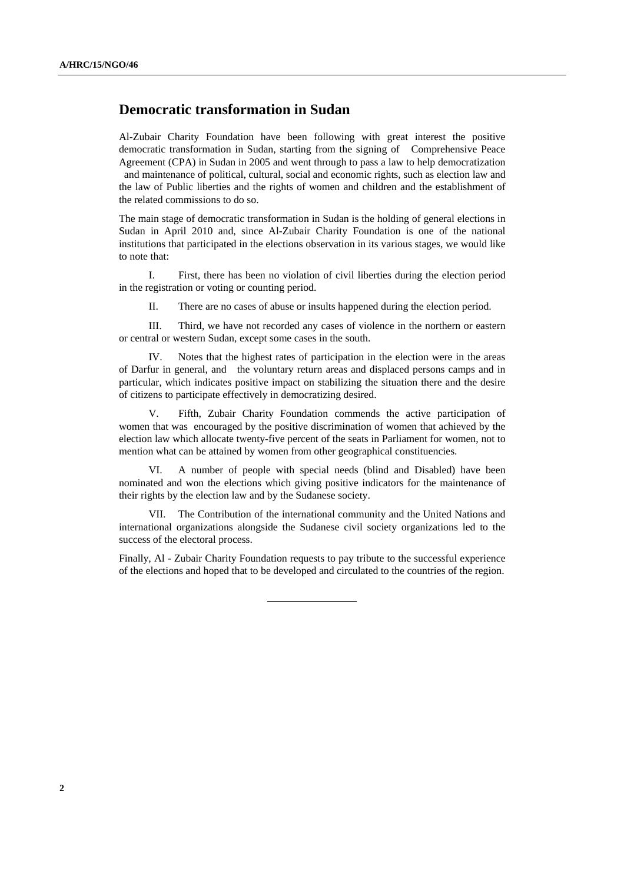## Democratic transformation in Sudan

Al-Zubair Charity Foundation have been following with great interest the positive democratic transformation in Sudan, starting from the signing of Comprehensive Peace Agreement (CPA) in Sudan in 2005 and went through to pass a law to help democratization and maintenance of political, cultural, social and economic rights, such as election law and the law of Public liberties and the rights of women and children and the establishment of the related commissions to do so.

The main stage of democratic transformation in Sudan is the holding of general elections in Sudan in April 2010 and, since Al-Zubair Charity Foundation is one of the national institutions that participated in the elections observation in its various stages, we would like to note that:

I. First, there has been no violation of civil liberties during the election period in the registration or voting or counting period.

II. There are no cases of abuse or insults happened during the election period.

III. Third, we have not recorded any cases of violence in the northern or eastern or central or western Sudan, except some cases in the south.

IV. Notes that the highest rates of participation in the election were in the areas of Darfur in general, and the voluntary return areas and displaced persons camps and in particular, which indicates positive impact on stabilizing the situation there and the desire of citizens to participate effectively in democratizing desired.

V. Fifth, Zubair Charity Foundation commends the active participation of women that was encouraged by the positive discrimination of women that achieved by the election law which allocate twenty-five percent of the seats in Parliament for women, not to mention what can be attained by women from other geographical constituencies.

VI. A number of people with special needs (blind and Disabled) have been nominated and won the elections which giving positive indicators for the maintenance of their rights by the election law and by the Sudanese society.

VII. The Contribution of the international community and the United Nations and international organizations alongside the Sudanese civil society organizations led to the success of the electoral process.

Finally, Al - Zubair Charity Foundation requests to pay tribute to the successful experience of the elections and hoped that to be developed and circulated to the countries of the region.